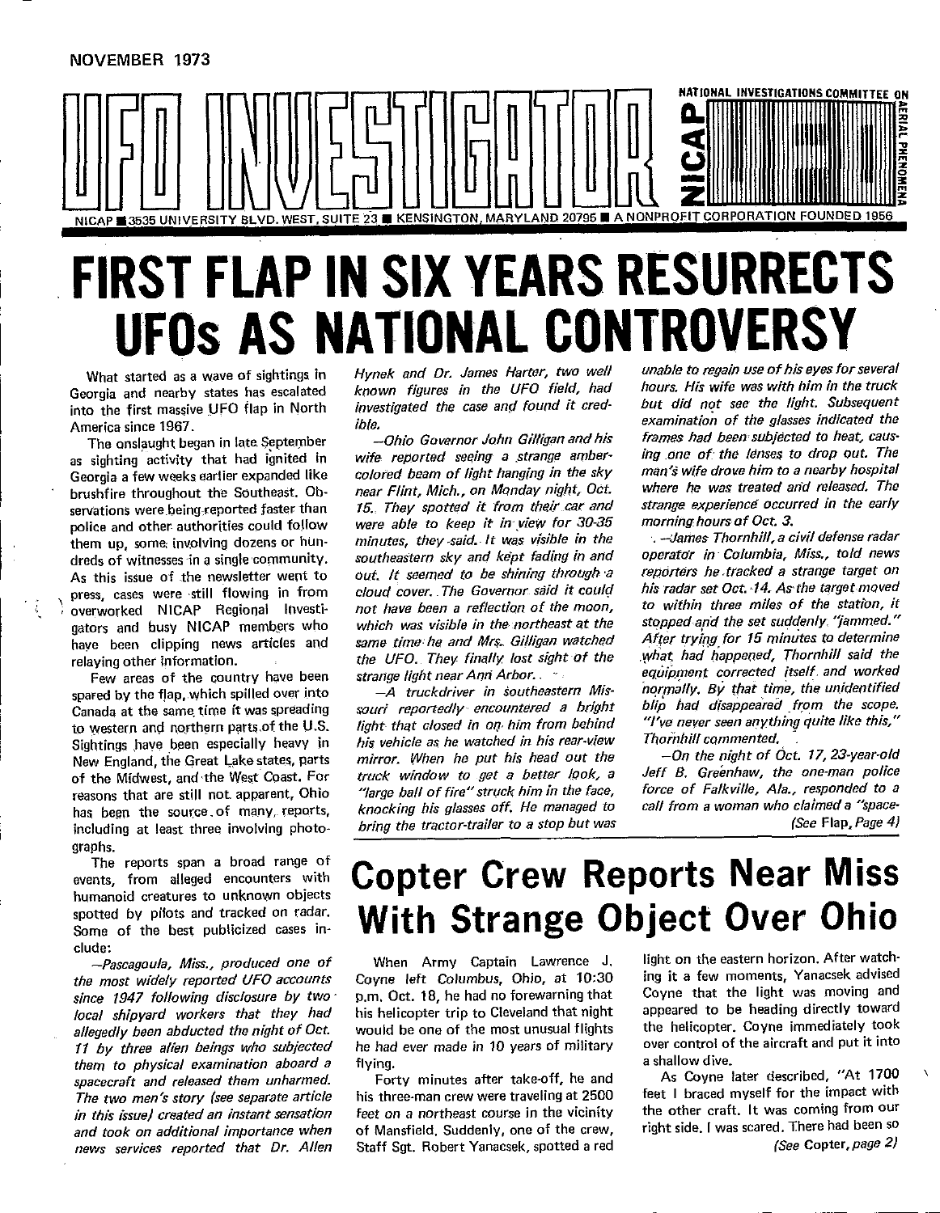NOVEMBER 1973

# UFO INVESTIGATOR

NATIONAL INVESTIGATIONS COMMITTEE ON AERIAL PHENOMENA — NICAP

NICAP ■ 3535 UNIVERSITY BLVD. WEST, SUITE 23 ■ KENSINGTON, MARYLAND 20795 ■ A NONPROFIT CORPORATION FOUNDED 1956

# FIRST FLAP IN SIX YEARS RESURRECTS UFOs AS NATIONAL CONTROVERSY

What started as a wave of sightings in Georgia and nearby states has escalated into the first massive UFO flap in North America since 1967.

The onslaught began in late September as sighting activity that had ignited in Georgia a few weeks earlier expanded like brushfire throughout the Southeast. Observations were being reported faster than police and other authorities could follow them up, some involving dozens or hundreds of witnesses in a single community. As this issue of the newsletter went to press, cases were still flowing in from overworked NICAP Regional Investigators and busy NICAP members who have been clipping news articles and relaying other information.

Few areas of the country have been spared by the flap, which spilled over into Canada at the same time it was spreading to western and northern parts of the U.S. Sightings have been especially heavy in New England, the Great Lake states, parts of the Midwest, and the West Coast. For reasons that are still not apparent, Ohio has been the source of many reports, including at least three involving photographs.

The reports span a broad range of events, from alleged encounters with humanoid creatures to unknown objects spotted by pilots and tracked on radar. Some of the best publicized cases include:

*—Pascagoula, Miss., produced one of the most widely reported UFO accounts since 1947 following disclosure by two local shipyard workers that they had allegedly been abducted the night of Oct. 11 by three alien beings who subjected them to physical examination aboard a spacecraft and released them unharmed. The two men's story (see separate article in this issue) created an instant sensation and took on additional importance when news services reported that Dr. Allen Hynek and Dr. James Harter, two well known figures in the UFO field, had investigated the case and found it credible.*

*—Ohio Governor John Gilligan and his wife reported seeing a strange amber-colored beam of light hanging in the sky near Flint, Mich., on Monday night, Oct. 15. They spotted it from their car and were able to keep it in view for 30-35 minutes, they said. It was visible in the southeastern sky and kept fading in and out. It seemed to be shining through a cloud cover. The Governor said it could not have been a reflection of the moon, which was visible in the northeast at the same time he and Mrs. Gilligan watched the UFO. They finally lost sight of the strange light near Ann Arbor.*

*—A truckdriver in southeastern Missouri reportedly encountered a bright light that closed in on him from behind his vehicle as he watched in his rear-view mirror. When he put his head out the truck window to get a better look, a "large ball of fire" struck him in the face, knocking his glasses off. He managed to bring the tractor-trailer to a stop but was unable to regain use of his eyes for several hours. His wife was with him in the truck but did not see the light. Subsequent examination of the glasses indicated the frames had been subjected to heat, causing one of the lenses to drop out. The man's wife drove him to a nearby hospital where he was treated and released. The strange experience occurred in the early morning hours of Oct. 3.*

*—James Thornhill, a civil defense radar operator in Columbia, Miss., told news reporters he tracked a strange target on his radar set Oct. 14. As the target moved to within three miles of the station, it stopped and the set suddenly "jammed." After trying for 15 minutes to determine what had happened, Thornhill said the equipment corrected itself and worked normally. By that time, the unidentified blip had disappeared from the scope. "I've never seen anything quite like this," Thornhill commented.*

—On the night of Oct. 17, 23-year-old Jeff B. Greenhaw, the one-man police force of Falkville, Ala., responded to a call from a woman who claimed a "space-

*(See* **Flap,** *Page 4)*

# Copter Crew Reports Near Miss With Strange Object Over Ohio

When Army Captain Lawrence J. Coyne left Columbus, Ohio, at 10:30 p.m. Oct. 18, he had no forewarning that his helicopter trip to Cleveland that night would be one of the most unusual flights he had ever made in 10 years of military flying.

Forty minutes after take-off, he and his three-man crew were traveling at 2500 feet on a northeast course in the vicinity of Mansfield. Suddenly, one of the crew, Staff Sgt. Robert Yanacsek, spotted a red light on the eastern horizon. After watching it a few moments, Yanacsek advised Coyne that the light was moving and appeared to be heading directly toward the helicopter. Coyne immediately took over control of the aircraft and put it into a shallow dive.

As Coyne later described, "At 1700 feet I braced myself for the impact with the other craft. It was coming from our right side. I was scared. There had been so

*(See* **Copter,** *page 2)*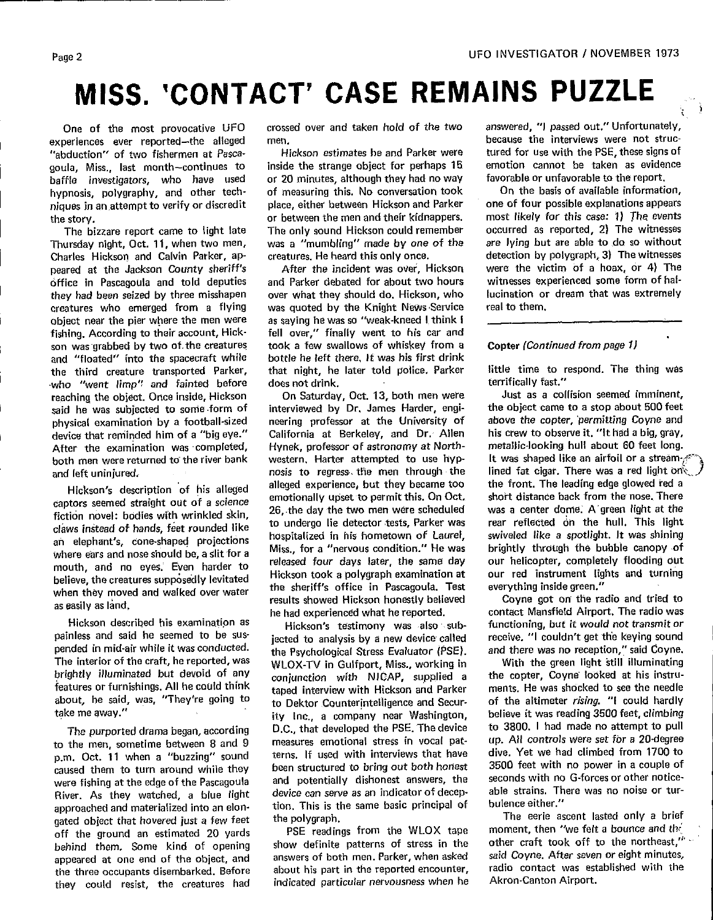# MISS. 'CONTACT' CASE REMAINS PUZZLE

One of the most provocative UFO experiences ever reported—the alleged "abduction" of two fishermen at Pascagoula, Miss., last month—continues to baffle investigators, who have used hypnosis, polygraphy, and other techniques in an attempt to verify or discredit the story.

The bizzare report came to light late Thursday night, Oct. 11, when two men, Charles Hickson and Calvin Parker, appeared at the Jackson County sheriff's office in Pascagoula and told deputies they had been seized by three misshapen creatures who emerged from a flying object near the pier where the men were fishing. According to their account, Hickson was grabbed by two of the creatures and "floated" into the spacecraft while the third creature transported Parker, who "went limp" and fainted before reaching the object. Once inside, Hickson said he was subjected to some form of physical examination by a football-sized device that reminded him of a "big eye." After the examination was completed, both men were returned to the river bank and left uninjured.

Hickson's description of his alleged captors seemed straight out of a science fiction novel: bodies with wrinkled skin, claws instead of hands, feet rounded like an elephant's, cone-shaped projections where ears and nose should be, a slit for a mouth, and no eyes. Even harder to believe, the creatures supposedly levitated when they moved and walked over water as easily as land.

Hickson described his examination as painless and said he seemed to be suspended in mid-air while it was conducted. The interior of the craft, he reported, was brightly illuminated but devoid of any features or furnishings. All he could think about, he said, was, "They're going to take me away."

The purported drama began, according to the men, sometime between 8 and 9 p.m. Oct. 11 when a "buzzing" sound caused them to turn around while they were fishing at the edge of the Pascagoula River. As they watched, a blue light approached and materialized into an elongated object that hovered just a few feet off the ground an estimated 20 yards behind them. Some kind of opening appeared at one end of the object, and the three occupants disembarked. Before they could resist, the creatures had crossed over and taken hold of the two men.

Hickson estimates he and Parker were inside the strange object for perhaps 15 or 20 minutes, although they had no way of measuring this. No conversation took place, either between Hickson and Parker or between the men and their kidnappers. The only sound Hickson could remember was a "mumbling" made by one of the creatures. He heard this only once.

After the incident was over, Hickson and Parker debated for about two hours over what they should do. Hickson, who was quoted by the Knight News Service as saying he was so "weak-kneed I think I fell over," finally went to his car and took a few swallows of whiskey from a bottle he left there. It was his first drink that night, he later told police. Parker does not drink.

On Saturday, Oct. 13, both men were interviewed by Dr. James Harder, engineering professor at the University of California at Berkeley, and Dr. Allen Hynek, professor of astronomy at Northwestern. Harter attempted to use hypnosis to regress the men through the alleged experience, but they became too emotionally upset to permit this. On Oct. 26, the day the two men were scheduled to undergo lie detector tests, Parker was hospitalized in his hometown of Laurel, Miss., for a "nervous condition." He was released four days later, the same day Hickson took a polygraph examination at the sheriff's office in Pascagoula. Test results showed Hickson honestly believed he had experienced what he reported.

Hickson's testimony was also subjected to analysis by a new device called the Psychological Stress Evaluator (PSE). WLOX-TV in Gulfport, Miss., working in conjunction with NICAP, supplied a taped interview with Hickson and Parker to Dektor Counterintelligence and Security Inc., a company near Washington, D.C., that developed the PSE. The device measures emotional stress in vocal patterns. If used with interviews that have been structured to bring out both honest and potentially dishonest answers, the device can serve as an indicator of deception. This is the same basic principal of the polygraph.

PSE readings from the WLOX tape show definite patterns of stress in the answers of both men. Parker, when asked about his part in the reported encounter, indicated particular nervousness when he answered, "I passed out." Unfortunately, because the interviews were not structured for use with the PSE, these signs of emotion cannot be taken as evidence favorable or unfavorable to the report.

On the basis of available information, one of four possible explanations appears most likely for this case: 1) The events occurred as reported, 2) The witnesses are lying but are able to do so without detection by polygraph, 3) The witnesses were the victim of a hoax, or 4) The witnesses experienced some form of hallucination or dream that was extremely real to them.

---

**Copter** *(Continued from page 1)*

little time to respond. The thing was terrifically fast."

Just as a collision seemed imminent, the object came to a stop about 500 feet above the copter, permitting Coyne and his crew to observe it. "It had a big, gray, metallic-looking hull about 60 feet long. It was shaped like an airfoil or a streamlined fat cigar. There was a red light on the front. The leading edge glowed red a short distance back from the nose. There was a center dome. A green light at the rear reflected on the hull. This light swiveled like a spotlight. It was shining brightly through the bubble canopy of our helicopter, completely flooding out our red instrument lights and turning everything inside green."

Coyne got on the radio and tried to contact Mansfield Airport. The radio was functioning, but it would not transmit or receive. "I couldn't get the keying sound and there was no reception," said Coyne.

With the green light still illuminating the copter, Coyne looked at his instruments. He was shocked to see the needle of the altimeter *rising*. "I could hardly believe it was reading 3500 feet, climbing to 3800. I had made no attempt to pull up. All controls were set for a 20-degree dive. Yet we had climbed from 1700 to 3500 feet with no power in a couple of seconds with no G-forces or other noticeable strains. There was no noise or turbulence either."

The eerie ascent lasted only a brief moment, then "we felt a bounce and the other craft took off to the northeast," said Coyne. After seven or eight minutes, radio contact was established with the Akron-Canton Airport.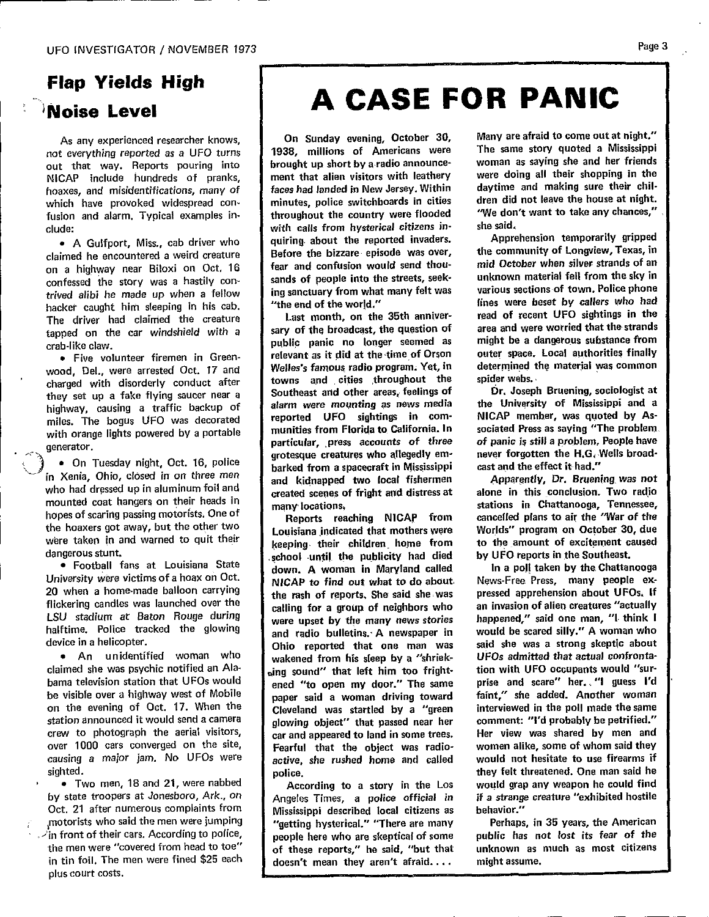## Flap Yields High Noise Level

As any experienced researcher knows, not everything reported as a UFO turns out that way. Reports pouring into NICAP include hundreds of pranks, hoaxes, and misidentifications, many of which have provoked widespread confusion and alarm. Typical examples include:

- A Gulfport, Miss., cab driver who claimed he encountered a weird creature on a highway near Biloxi on Oct. 16 confessed the story was a hastily contrived alibi he made up when a fellow hacker caught him sleeping in his cab. The driver had claimed the creature tapped on the car windshield with a crab-like claw.
- Five volunteer firemen in Greenwood, Del., were arrested Oct. 17 and charged with disorderly conduct after they set up a fake flying saucer near a highway, causing a traffic backup of miles. The bogus UFO was decorated with orange lights powered by a portable generator.
- On Tuesday night, Oct. 16, police in Xenia, Ohio, closed in on three men who had dressed up in aluminum foil and mounted coat hangers on their heads in hopes of scaring passing motorists. One of the hoaxers got away, but the other two were taken in and warned to quit their dangerous stunt.
- Football fans at Louisiana State University were victims of a hoax on Oct. 20 when a home-made balloon carrying flickering candles was launched over the LSU stadium at Baton Rouge during halftime. Police tracked the glowing device in a helicopter.
- An unidentified woman who claimed she was psychic notified an Alabama television station that UFOs would be visible over a highway west of Mobile on the evening of Oct. 17. When the station announced it would send a camera crew to photograph the aerial visitors, over 1000 cars converged on the site, causing a major jam. No UFOs were sighted.
- Two men, 18 and 21, were nabbed by state troopers at Jonesboro, Ark., on Oct. 21 after numerous complaints from motorists who said the men were jumping in front of their cars. According to police, the men were "covered from head to toe" in tin foil. The men were fined $25 each plus court costs.

# A CASE FOR PANIC

On Sunday evening, October 30, 1938, millions of Americans were brought up short by a radio announcement that alien visitors with leathery faces had landed in New Jersey. Within minutes, police switchboards in cities throughout the country were flooded with calls from hysterical citizens inquiring about the reported invaders. Before the bizzare episode was over, fear and confusion would send thousands of people into the streets, seeking sanctuary from what many felt was "the end of the world."

Last month, on the 35th anniversary of the broadcast, the question of public panic no longer seemed as relevant as it did at the time of Orson Welles's famous radio program. Yet, in towns and cities throughout the Southeast and other areas, feelings of alarm were mounting as news media reported UFO sightings in communities from Florida to California. In particular, press accounts of three grotesque creatures who allegedly embarked from a spacecraft in Mississippi and kidnapped two local fishermen created scenes of fright and distress at many locations.

Reports reaching NICAP from Louisiana indicated that mothers were keeping their children home from school until the publicity had died down. A woman in Maryland called NICAP to find out what to do about the rash of reports. She said she was calling for a group of neighbors who were upset by the many news stories and radio bulletins. A newspaper in Ohio reported that one man was wakened from his sleep by a "shrieking sound" that left him too frightened "to open my door." The same paper said a woman driving toward Cleveland was startled by a "green glowing object" that passed near her car and appeared to land in some trees. Fearful that the object was radioactive, she rushed home and called police.

According to a story in the Los Angeles Times, a police official in Mississippi described local citizens as "getting hysterical." "There are many people here who are skeptical of some of these reports," he said, "but that doesn't mean they aren't afraid. . . . Many are afraid to come out at night." The same story quoted a Mississippi woman as saying she and her friends were doing all their shopping in the daytime and making sure their children did not leave the house at night. "We don't want to take any chances," she said.

Apprehension temporarily gripped the community of Longview, Texas, in mid October when silver strands of an unknown material fell from the sky in various sections of town. Police phone lines were beset by callers who had read of recent UFO sightings in the area and were worried that the strands might be a dangerous substance from outer space. Local authorities finally determined the material was common spider webs.

Dr. Joseph Bruening, sociologist at the University of Mississippi and a NICAP member, was quoted by Associated Press as saying "The problem of panic is still a problem. People have never forgotten the H.G. Wells broadcast and the effect it had."

Apparently, Dr. Bruening was not alone in this conclusion. Two radio stations in Chattanooga, Tennessee, cancelled plans to air the "War of the Worlds" program on October 30, due to the amount of excitement caused by UFO reports in the Southeast.

In a poll taken by the Chattanooga News-Free Press, many people expressed apprehension about UFOs. If an invasion of alien creatures "actually happened," said one man, "I think I would be scared silly." A woman who said she was a strong skeptic about UFOs admitted that actual confrontation with UFO occupants would "surprise and scare" her. "I guess I'd faint," she added. Another woman interviewed in the poll made the same comment: "I'd probably be petrified." Her view was shared by men and women alike, some of whom said they would not hesitate to use firearms if they felt threatened. One man said he would grap any weapon he could find if a strange creature "exhibited hostile behavior."

Perhaps, in 35 years, the American public has not lost its fear of the unknown as much as most citizens might assume.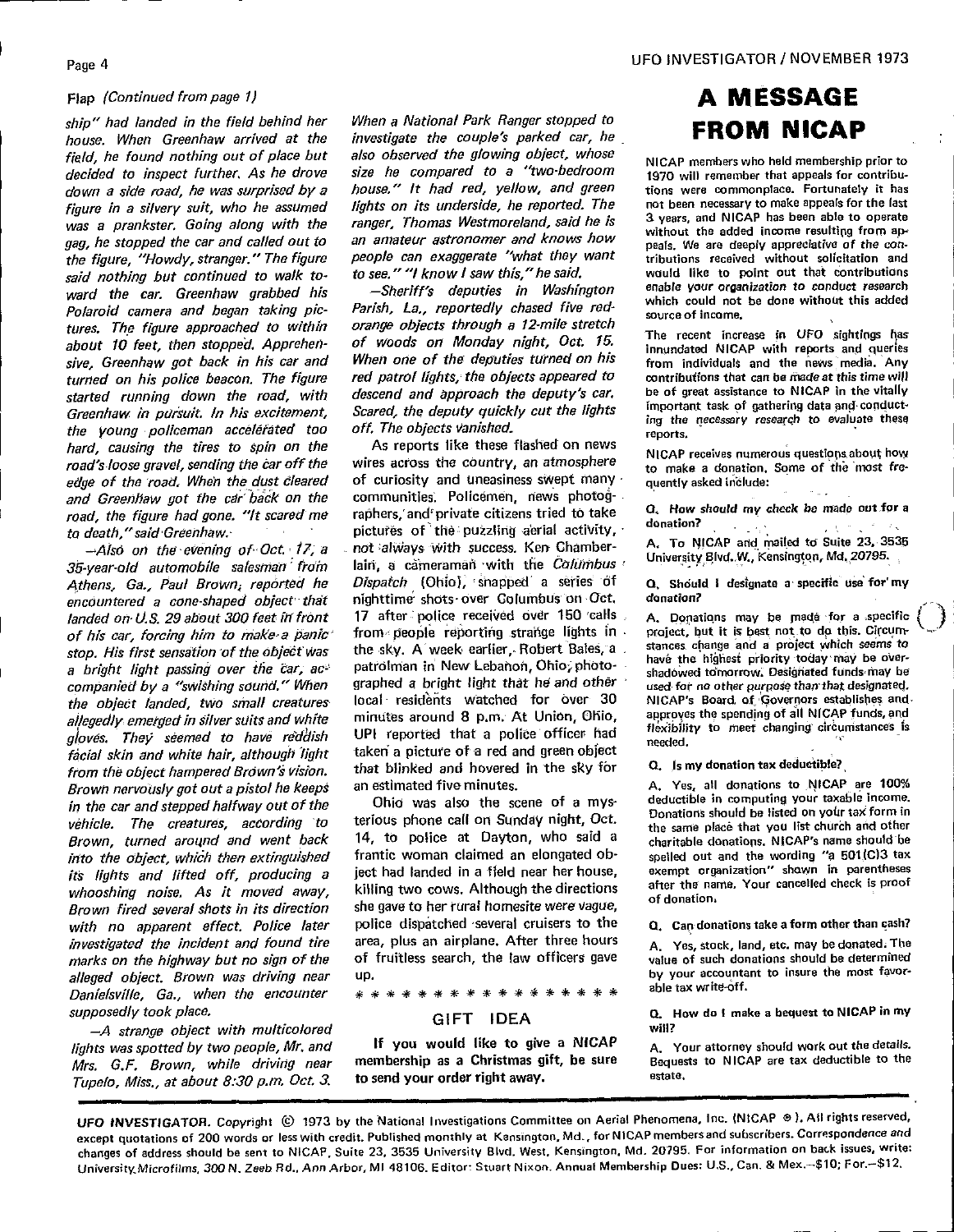Flap *(Continued from page 1)*

*ship" had landed in the field behind her house. When Greenhaw arrived at the field, he found nothing out of place but decided to inspect further. As he drove down a side road, he was surprised by a figure in a silvery suit, who he assumed was a prankster. Going along with the gag, he stopped the car and called out to the figure, "Howdy, stranger." The figure said nothing but continued to walk toward the car. Greenhaw grabbed his Polaroid camera and began taking pictures. The figure approached to within about 10 feet, then stopped. Apprehensive, Greenhaw got back in his car and turned on his police beacon. The figure started running down the road, with Greenhaw in pursuit. In his excitement, the young policeman accelerated too hard, causing the tires to spin on the road's loose gravel, sending the car off the edge of the road. When the dust cleared and Greenhaw got the car back on the road, the figure had gone. "It scared me to death," said Greenhaw.*

*—Also on the evening of Oct. 17, a 35-year-old automobile salesman from Athens, Ga., Paul Brown, reported he encountered a cone-shaped object that landed on U.S. 29 about 300 feet in front of his car, forcing him to make a panic stop. His first sensation of the object was a bright light passing over the car, accompanied by a "swishing sound." When the object landed, two small creatures allegedly emerged in silver suits and white gloves. They seemed to have reddish facial skin and white hair, although light from the object hampered Brown's vision. Brown nervously got out a pistol he keeps in the car and stepped halfway out of the vehicle. The creatures, according to Brown, turned around and went back into the object, which then extinguished its lights and lifted off, producing a whooshing noise. As it moved away, Brown fired several shots in its direction with no apparent effect. Police later investigated the incident and found tire marks on the highway but no sign of the alleged object. Brown was driving near Danielsville, Ga., when the encounter supposedly took place.*

*—A strange object with multicolored lights was spotted by two people, Mr. and Mrs. G.F. Brown, while driving near Tupelo, Miss., at about 8:30 p.m. Oct. 3. When a National Park Ranger stopped to investigate the couple's parked car, he also observed the glowing object, whose size he compared to a "two-bedroom house." It had red, yellow, and green lights on its underside, he reported. The ranger, Thomas Westmoreland, said he is an amateur astronomer and knows how people can exaggerate "what they want to see." "I know I saw this," he said.*

*—Sheriff's deputies in Washington Parish, La., reportedly chased five red-orange objects through a 12-mile stretch of woods on Monday night, Oct. 15. When one of the deputies turned on his red patrol lights, the objects appeared to descend and approach the deputy's car. Scared, the deputy quickly cut the lights off. The objects vanished.*

As reports like these flashed on news wires across the country, an atmosphere of curiosity and uneasiness swept many communities. Policemen, news photographers, and private citizens tried to take pictures of the puzzling aerial activity, not always with success. Ken Chamberlain, a cameraman with the *Columbus Dispatch* (Ohio), snapped a series of nighttime shots over Columbus on Oct. 17 after police received over 150 calls from people reporting strange lights in the sky. A week earlier, Robert Bales, a patrolman in New Lebanon, Ohio, photographed a bright light that he and other local residents watched for over 30 minutes around 8 p.m. At Union, Ohio, UPI reported that a police officer had taken a picture of a red and green object that blinked and hovered in the sky for an estimated five minutes.

Ohio was also the scene of a mysterious phone call on Sunday night, Oct. 14, to police at Dayton, who said a frantic woman claimed an elongated object had landed in a field near her house, killing two cows. Although the directions she gave to her rural homesite were vague, police dispatched several cruisers to the area, plus an airplane. After three hours of fruitless search, the law officers gave up.

\* \* \* \* \* \* \* \* \* \* \* \* \* \* \* \* \*

## GIFT IDEA

**If you would like to give a NICAP membership as a Christmas gift, be sure to send your order right away.**

# A MESSAGE FROM NICAP

NICAP members who held membership prior to 1970 will remember that appeals for contributions were commonplace. Fortunately it has not been necessary to make appeals for the last 3 years, and NICAP has been able to operate without the added income resulting from appeals. We are deeply appreciative of the contributions received without solicitation and would like to point out that contributions enable your organization to conduct research which could not be done without this added source of income.

The recent increase in UFO sightings has innundated NICAP with reports and queries from individuals and the news media. Any contributions that can be made at this time will be of great assistance to NICAP in the vitally important task of gathering data and conducting the necessary research to evaluate these reports.

NICAP receives numerous questions about how to make a donation. Some of the most frequently asked include:

**Q. How should my check be made out for a donation?**

A. To NICAP and mailed to Suite 23, 3535 University Blvd. W., Kensington, Md. 20795.

**Q. Should I designate a specific use for my donation?**

A. Donations may be made for a specific project, but it is best not to do this. Circumstances change and a project which seems to have the highest priority today may be overshadowed tomorrow. Designated funds may be used for no other purpose than that designated. NICAP's Board of Governors establishes and approves the spending of all NICAP funds, and flexibility to meet changing circumstances is needed.

**Q. Is my donation tax deductible?**

A. Yes, all donations to NICAP are 100% deductible in computing your taxable income. Donations should be listed on your tax form in the same place that you list church and other charitable donations. NICAP's name should be spelled out and the wording "a 501(C)3 tax exempt organization" shown in parentheses after the name. Your cancelled check is proof of donation.

**Q. Can donations take a form other than cash?**

A. Yes, stock, land, etc. may be donated. The value of such donations should be determined by your accountant to insure the most favorable tax write-off.

**Q. How do I make a bequest to NICAP in my will?**

A. Your attorney should work out the details. Bequests to NICAP are tax deductible to the estate.

---

**UFO INVESTIGATOR.** Copyright © 1973 by the National Investigations Committee on Aerial Phenomena, Inc. (NICAP ®). All rights reserved, except quotations of 200 words or less with credit. Published monthly at Kensington, Md., for NICAP members and subscribers. Correspondence and changes of address should be sent to NICAP, Suite 23, 3535 University Blvd. West, Kensington, Md. 20795. For information on back issues, write: University Microfilms, 300 N. Zeeb Rd., Ann Arbor, MI 48106. Editor: Stuart Nixon. Annual Membership Dues: U.S., Can. & Mex.—$10; For.—$12.